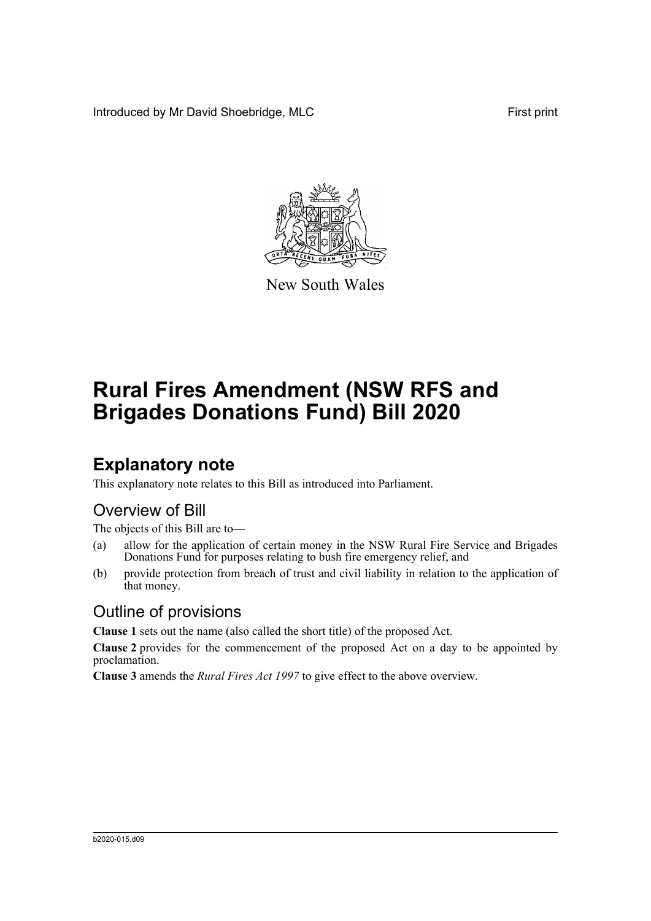Introduced by Mr David Shoebridge, MLC First print

New South Wales

# Rural Fires Amendment (NSW RFS and Brigades Donations Fund) Bill 2020

## Explanatory note

This explanatory note relates to this Bill as introduced into Parliament.

### Overview of Bill

The objects of this Bill are to—

(a) allow for the application of certain money in the NSW Rural Fire Service and Brigades Donations Fund for purposes relating to bush fire emergency relief, and

(b) provide protection from breach of trust and civil liability in relation to the application of that money.

### Outline of provisions

**Clause 1** sets out the name (also called the short title) of the proposed Act.

**Clause 2** provides for the commencement of the proposed Act on a day to be appointed by proclamation.

**Clause 3** amends the *Rural Fires Act 1997* to give effect to the above overview.

b2020-015.d09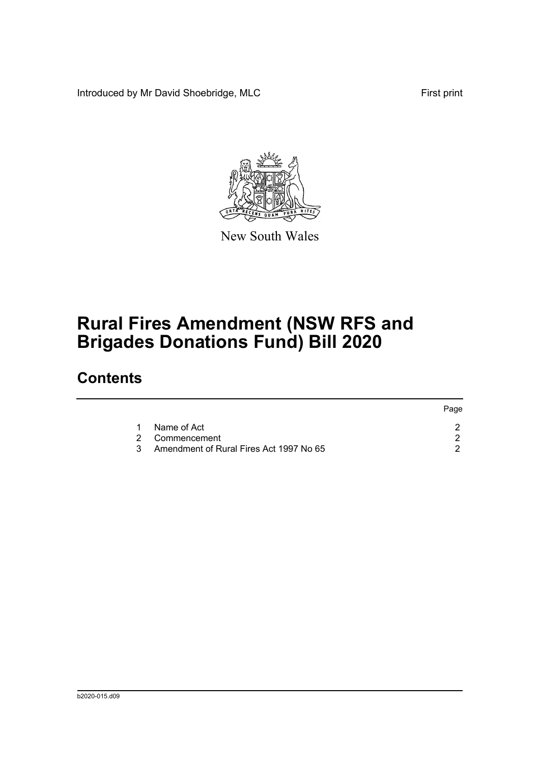Introduced by Mr David Shoebridge, MLC First print

New South Wales

# Rural Fires Amendment (NSW RFS and Brigades Donations Fund) Bill 2020

## Contents

| | | Page |
|---|---|---|
| 1 | Name of Act | 2 |
| 2 | Commencement | 2 |
| 3 | Amendment of Rural Fires Act 1997 No 65 | 2 |

b2020-015.d09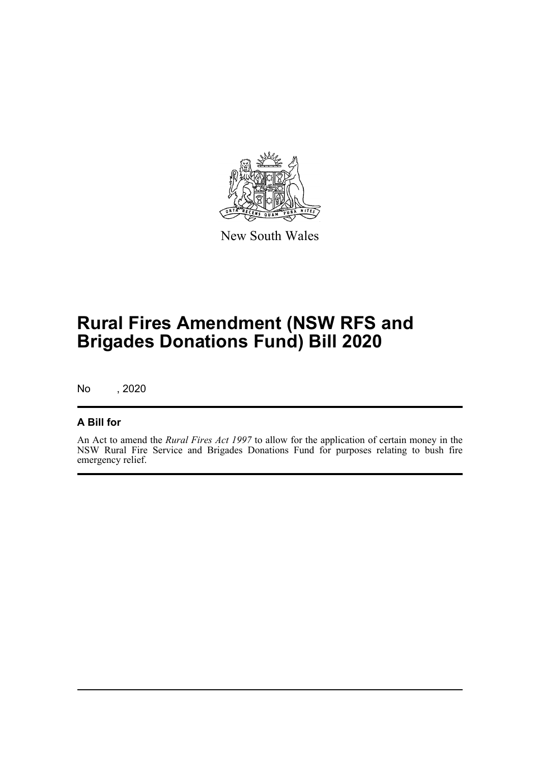New South Wales

# Rural Fires Amendment (NSW RFS and Brigades Donations Fund) Bill 2020

No , 2020

## A Bill for

An Act to amend the *Rural Fires Act 1997* to allow for the application of certain money in the NSW Rural Fire Service and Brigades Donations Fund for purposes relating to bush fire emergency relief.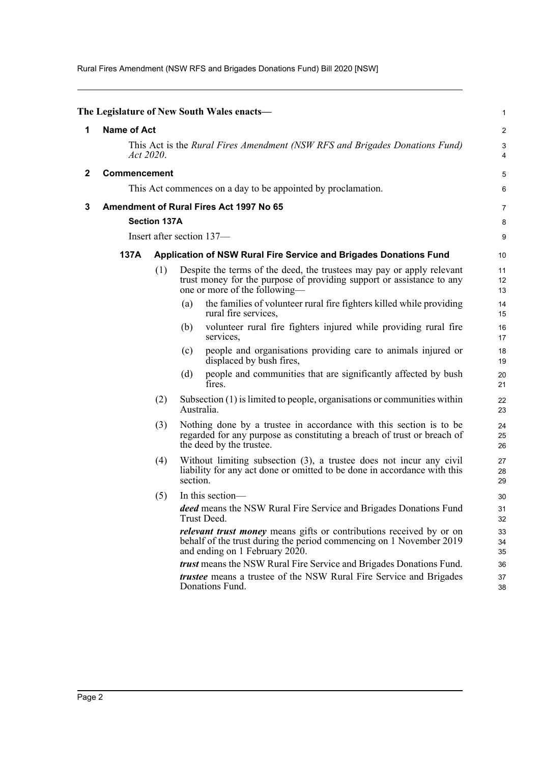The Legislature of New South Wales enacts—

## 1 Name of Act

This Act is the *Rural Fires Amendment (NSW RFS and Brigades Donations Fund) Act 2020*.

## 2 Commencement

This Act commences on a day to be appointed by proclamation.

## 3 Amendment of Rural Fires Act 1997 No 65

### Section 137A

Insert after section 137—

#### 137A Application of NSW Rural Fire Service and Brigades Donations Fund

(1) Despite the terms of the deed, the trustees may pay or apply relevant trust money for the purpose of providing support or assistance to any one or more of the following—

(a) the families of volunteer rural fire fighters killed while providing rural fire services,

(b) volunteer rural fire fighters injured while providing rural fire services,

(c) people and organisations providing care to animals injured or displaced by bush fires,

(d) people and communities that are significantly affected by bush fires.

(2) Subsection (1) is limited to people, organisations or communities within Australia.

(3) Nothing done by a trustee in accordance with this section is to be regarded for any purpose as constituting a breach of trust or breach of the deed by the trustee.

(4) Without limiting subsection (3), a trustee does not incur any civil liability for any act done or omitted to be done in accordance with this section.

(5) In this section—

***deed*** means the NSW Rural Fire Service and Brigades Donations Fund Trust Deed.

***relevant trust money*** means gifts or contributions received by or on behalf of the trust during the period commencing on 1 November 2019 and ending on 1 February 2020.

***trust*** means the NSW Rural Fire Service and Brigades Donations Fund.

***trustee*** means a trustee of the NSW Rural Fire Service and Brigades Donations Fund.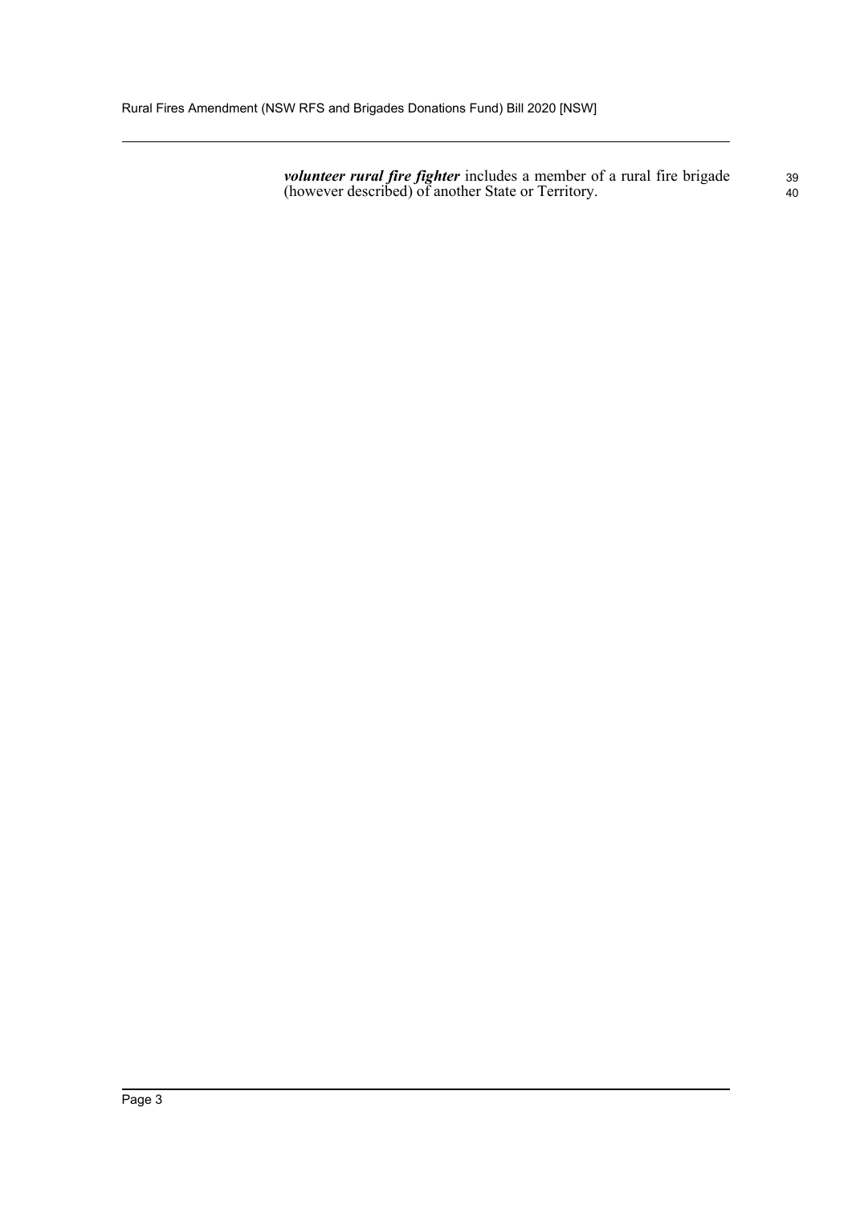***volunteer rural fire fighter*** includes a member of a rural fire brigade (however described) of another State or Territory.